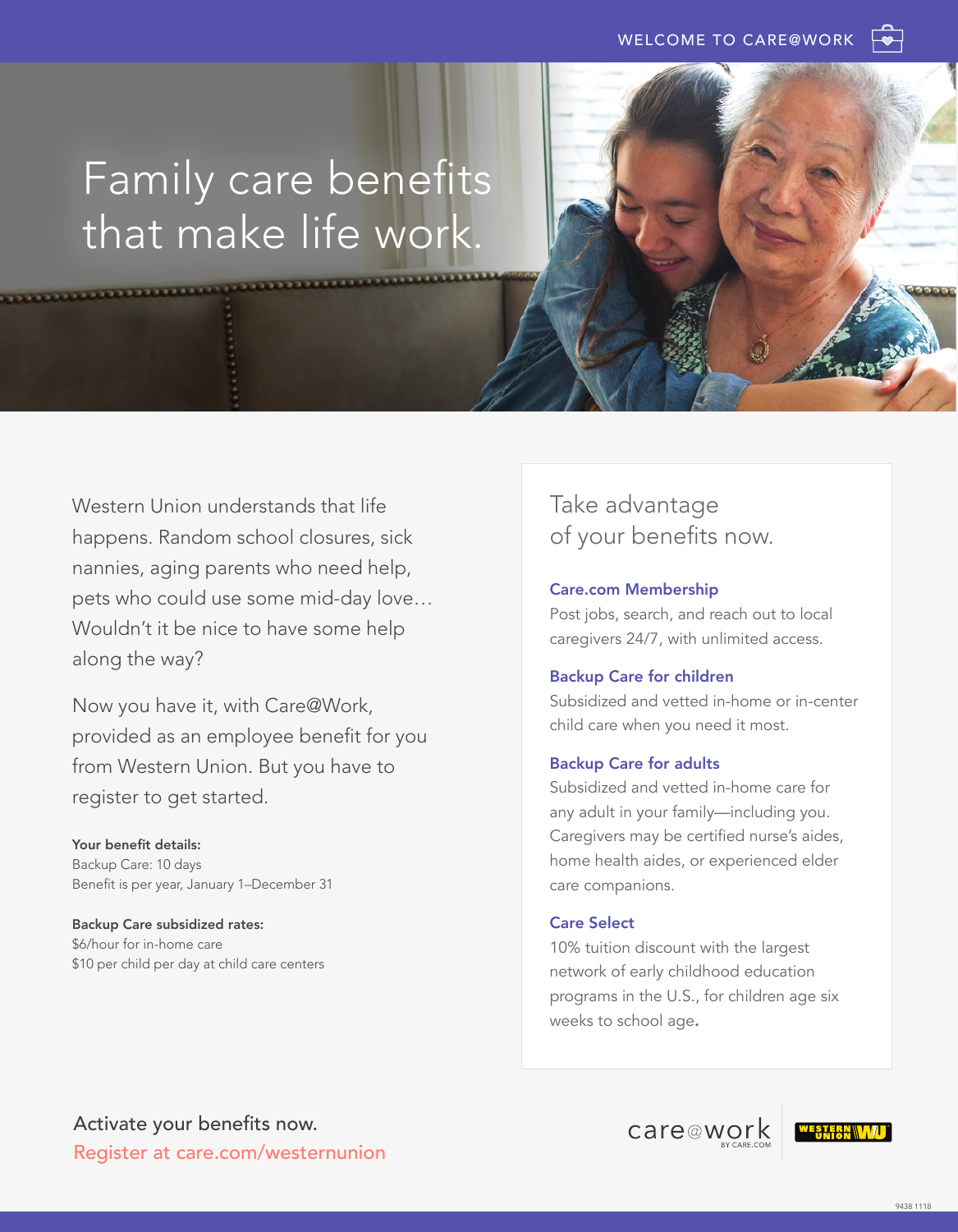WELCOME TO CARE@WORK

# Family care benefits that make life work.

Western Union understands that life happens. Random school closures, sick nannies, aging parents who need help, pets who could use some mid-day love… Wouldn't it be nice to have some help along the way?

Now you have it, with Care@Work, provided as an employee benefit for you from Western Union. But you have to register to get started.

**Your benefit details:**
Backup Care: 10 days
Benefit is per year, January 1–December 31

**Backup Care subsidized rates:**
$6/hour for in-home care
$10 per child per day at child care centers

## Take advantage of your benefits now.

### Care.com Membership

Post jobs, search, and reach out to local caregivers 24/7, with unlimited access.

### Backup Care for children

Subsidized and vetted in-home or in-center child care when you need it most.

### Backup Care for adults

Subsidized and vetted in-home care for any adult in your family—including you. Caregivers may be certified nurse's aides, home health aides, or experienced elder care companions.

### Care Select

10% tuition discount with the largest network of early childhood education programs in the U.S., for children age six weeks to school age.

Activate your benefits now.
Register at care.com/westernunion

care@work BY CARE.COM | WESTERN UNION WU

9438 1118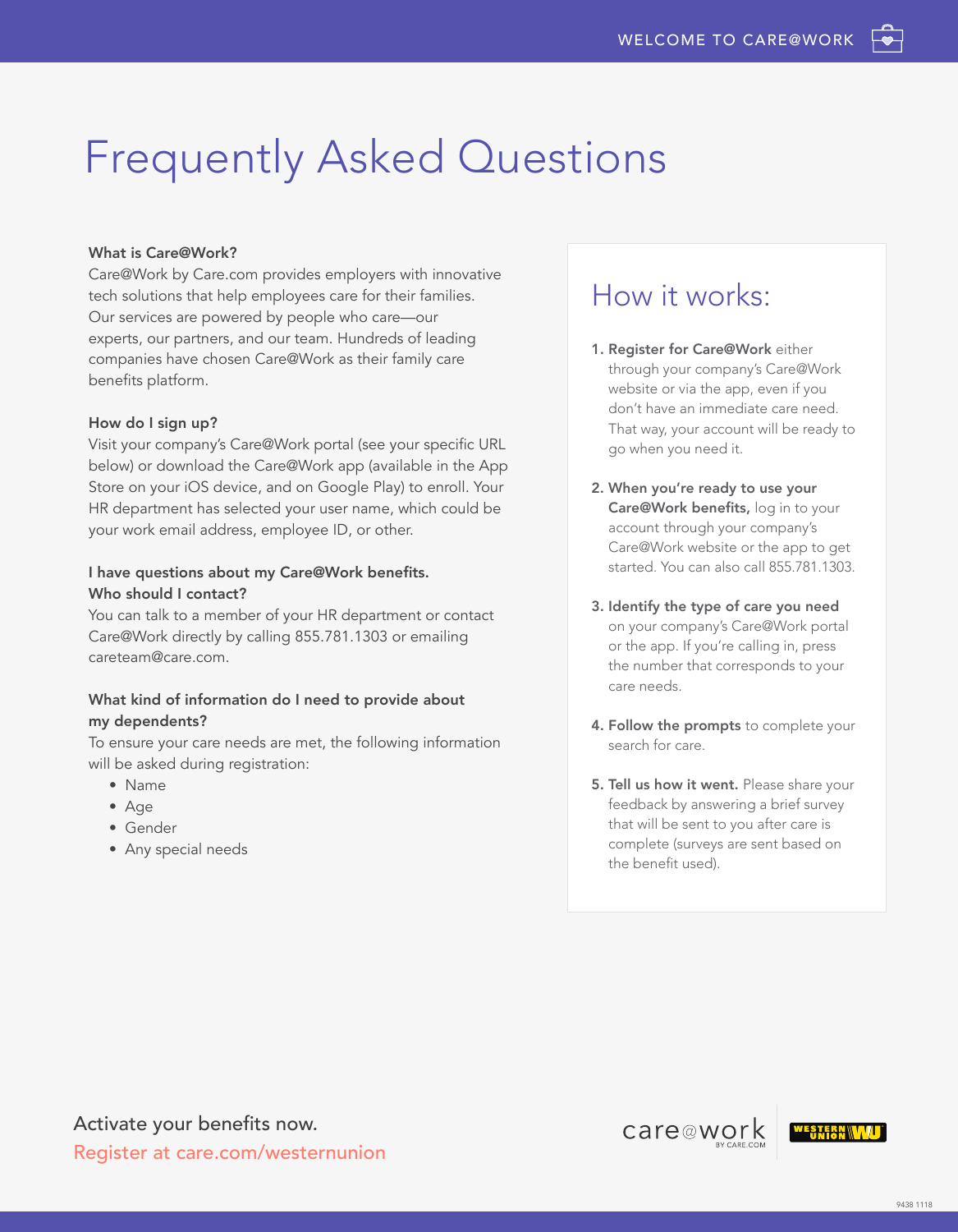# Frequently Asked Questions

**What is Care@Work?**

Care@Work by Care.com provides employers with innovative tech solutions that help employees care for their families. Our services are powered by people who care—our experts, our partners, and our team. Hundreds of leading companies have chosen Care@Work as their family care benefits platform.

**How do I sign up?**

Visit your company's Care@Work portal (see your specific URL below) or download the Care@Work app (available in the App Store on your iOS device, and on Google Play) to enroll. Your HR department has selected your user name, which could be your work email address, employee ID, or other.

**I have questions about my Care@Work benefits. Who should I contact?**

You can talk to a member of your HR department or contact Care@Work directly by calling 855.781.1303 or emailing careteam@care.com.

**What kind of information do I need to provide about my dependents?**

To ensure your care needs are met, the following information will be asked during registration:

- Name
- Age
- Gender
- Any special needs

## How it works:

1. **Register for Care@Work** either through your company's Care@Work website or via the app, even if you don't have an immediate care need. That way, your account will be ready to go when you need it.
2. **When you're ready to use your Care@Work benefits,** log in to your account through your company's Care@Work website or the app to get started. You can also call 855.781.1303.
3. **Identify the type of care you need** on your company's Care@Work portal or the app. If you're calling in, press the number that corresponds to your care needs.
4. **Follow the prompts** to complete your search for care.
5. **Tell us how it went.** Please share your feedback by answering a brief survey that will be sent to you after care is complete (surveys are sent based on the benefit used).

Activate your benefits now.

Register at care.com/westernunion

care@work BY CARE.COM

WESTERN UNION WU

9438 1118